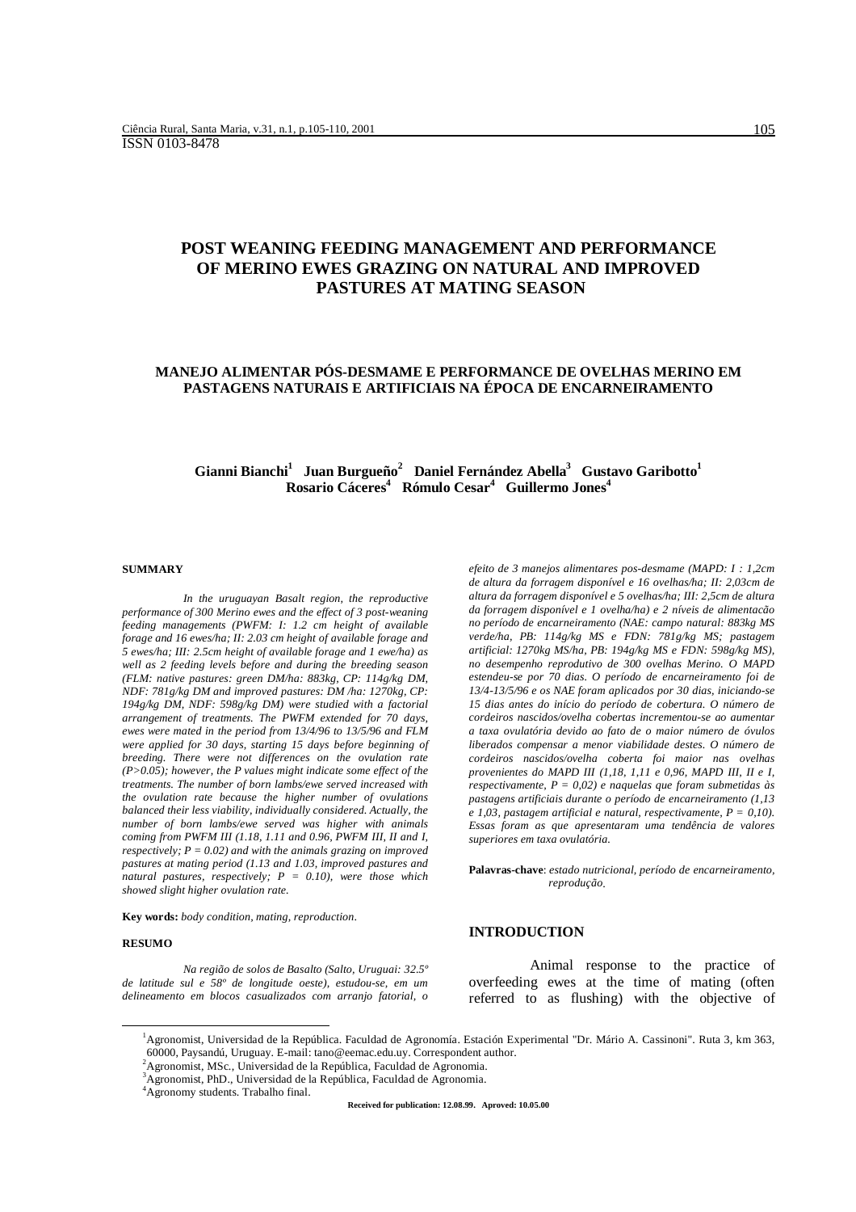# POST WEANING FEEDING MANAGEMENT AND PERFORMANCE OF MERINO EWES GRAZING ON NATURAL AND IMPROVED PASTURES AT MATING SEASON

## MANEJO ALIMENTAR PÓS-DESMAME E PERFORMANCE DE OVELHAS MERINO EM PASTAGENS NATURAIS E ARTIFICIAIS NA ÉPOCA DE ENCARNEIRAMENTO

**Gianni Bianchi[1] Juan Burgueño[2] Daniel Fernández Abella[3] Gustavo Garibotto[1] Rosario Cáceres[4] Rómulo Cesar[4] Guillermo Jones[4]**

### SUMMARY

*In the uruguayan Basalt region, the reproductive performance of 300 Merino ewes and the effect of 3 post-weaning feeding managements (PWFM: I: 1.2 cm height of available forage and 16 ewes/ha; II: 2.03 cm height of available forage and 5 ewes/ha; III: 2.5cm height of available forage and 1 ewe/ha) as well as 2 feeding levels before and during the breeding season (FLM: native pastures: green DM/ha: 883kg, CP: 114g/kg DM, NDF: 781g/kg DM and improved pastures: DM /ha: 1270kg, CP: 194g/kg DM, NDF: 598g/kg DM) were studied with a factorial arrangement of treatments. The PWFM extended for 70 days, ewes were mated in the period from 13/4/96 to 13/5/96 and FLM were applied for 30 days, starting 15 days before beginning of breeding. There were not differences on the ovulation rate (P>0.05); however, the P values might indicate some effect of the treatments. The number of born lambs/ewe served increased with the ovulation rate because the higher number of ovulations balanced their less viability, individually considered. Actually, the number of born lambs/ewe served was higher with animals coming from PWFM III (1.18, 1.11 and 0.96, PWFM III, II and I, respectively; P = 0.02) and with the animals grazing on improved pastures at mating period (1.13 and 1.03, improved pastures and natural pastures, respectively; P = 0.10), were those which showed slight higher ovulation rate.*

**Key words:** *body condition, mating, reproduction.*

### RESUMO

*Na região de solos de Basalto (Salto, Uruguai: 32.5º de latitude sul e 58º de longitude oeste), estudou-se, em um delineamento em blocos casualizados com arranjo fatorial, o efeito de 3 manejos alimentares pos-desmame (MAPD: I : 1,2cm de altura da forragem disponível e 16 ovelhas/ha; II: 2,03cm de altura da forragem disponível e 5 ovelhas/ha; III: 2,5cm de altura da forragem disponível e 1 ovelha/ha) e 2 níveis de alimentacão no período de encarneiramento (NAE: campo natural: 883kg MS verde/ha, PB: 114g/kg MS e FDN: 781g/kg MS; pastagem artificial: 1270kg MS/ha, PB: 194g/kg MS e FDN: 598g/kg MS), no desempenho reprodutivo de 300 ovelhas Merino. O MAPD estendeu-se por 70 dias. O período de encarneiramento foi de 13/4-13/5/96 e os NAE foram aplicados por 30 dias, iniciando-se 15 dias antes do início do período de cobertura. O número de cordeiros nascidos/ovelha cobertas incrementou-se ao aumentar a taxa ovulatória devido ao fato de o maior número de óvulos liberados compensar a menor viabilidade destes. O número de cordeiros nascidos/ovelha coberta foi maior nas ovelhas provenientes do MAPD III (1,18, 1,11 e 0,96, MAPD III, II e I, respectivamente, P = 0,02) e naquelas que foram submetidas às pastagens artificiais durante o período de encarneiramento (1,13 e 1,03, pastagem artificial e natural, respectivamente, P = 0,10). Essas foram as que apresentaram uma tendência de valores superiores em taxa ovulatória.*

**Palavras-chave**: *estado nutricional, período de encarneiramento, reprodução.*

### INTRODUCTION

Animal response to the practice of overfeeding ewes at the time of mating (often referred to as flushing) with the objective of

---

[1]Agronomist, Universidad de la República. Faculdad de Agronomía. Estación Experimental "Dr. Mário A. Cassinoni". Ruta 3, km 363, 60000, Paysandú, Uruguay. E-mail: tano@eemac.edu.uy. Correspondent author.

[2]Agronomist, MSc., Universidad de la República, Faculdad de Agronomia.

[3]Agronomist, PhD., Universidad de la República, Faculdad de Agronomia.

[4]Agronomy students. Trabalho final.

**Received for publication: 12.08.99. Aproved: 10.05.00**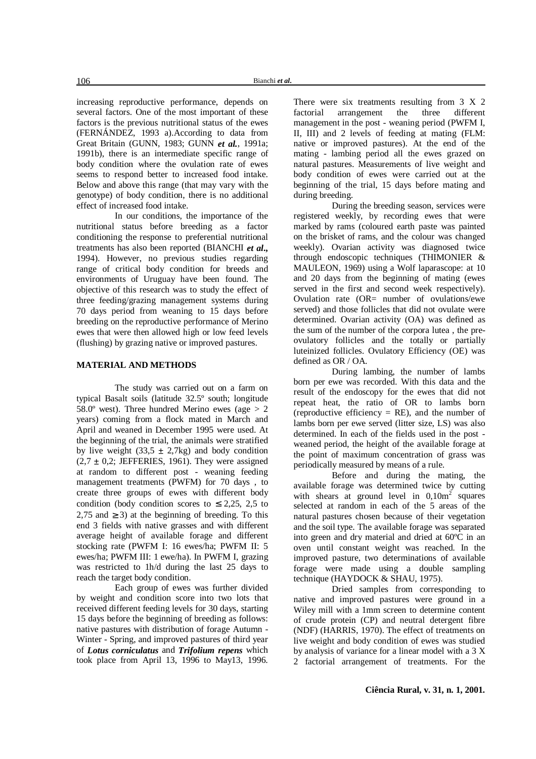increasing reproductive performance, depends on several factors. One of the most important of these factors is the previous nutritional status of the ewes (FERNÁNDEZ, 1993 a).According to data from Great Britain (GUNN, 1983; GUNN ***et al.***, 1991a; 1991b), there is an intermediate specific range of body condition where the ovulation rate of ewes seems to respond better to increased food intake. Below and above this range (that may vary with the genotype) of body condition, there is no additional effect of increased food intake.

In our conditions, the importance of the nutritional status before breeding as a factor conditioning the response to preferential nutritional treatments has also been reported (BIANCHI ***et al.***, 1994). However, no previous studies regarding range of critical body condition for breeds and environments of Uruguay have been found. The objective of this research was to study the effect of three feeding/grazing management systems during 70 days period from weaning to 15 days before breeding on the reproductive performance of Merino ewes that were then allowed high or low feed levels (flushing) by grazing native or improved pastures.

## MATERIAL AND METHODS

The study was carried out on a farm on typical Basalt soils (latitude 32.5º south; longitude 58.0º west). Three hundred Merino ewes (age > 2 years) coming from a flock mated in March and April and weaned in December 1995 were used. At the beginning of the trial, the animals were stratified by live weight ($33,5 \pm 2,7$kg) and body condition ($2,7 \pm 0,2$; JEFFERIES, 1961). They were assigned at random to different post - weaning feeding management treatments (PWFM) for 70 days , to create three groups of ewes with different body condition (body condition scores to $\leq 2,25$, 2,5 to 2,75 and $\geq 3$) at the beginning of breeding. To this end 3 fields with native grasses and with different average height of available forage and different stocking rate (PWFM I: 16 ewes/ha; PWFM II: 5 ewes/ha; PWFM III: 1 ewe/ha). In PWFM I, grazing was restricted to 1h/d during the last 25 days to reach the target body condition.

Each group of ewes was further divided by weight and condition score into two lots that received different feeding levels for 30 days, starting 15 days before the beginning of breeding as follows: native pastures with distribution of forage Autumn - Winter - Spring, and improved pastures of third year of ***Lotus corniculatus*** and ***Trifolium repens*** which took place from April 13, 1996 to May13, 1996. There were six treatments resulting from 3 X 2 factorial arrangement the three different management in the post - weaning period (PWFM I, II, III) and 2 levels of feeding at mating (FLM: native or improved pastures). At the end of the mating - lambing period all the ewes grazed on natural pastures. Measurements of live weight and body condition of ewes were carried out at the beginning of the trial, 15 days before mating and during breeding.

During the breeding season, services were registered weekly, by recording ewes that were marked by rams (coloured earth paste was painted on the brisket of rams, and the colour was changed weekly). Ovarian activity was diagnosed twice through endoscopic techniques (THIMONIER & MAULEON, 1969) using a Wolf laparascope: at 10 and 20 days from the beginning of mating (ewes served in the first and second week respectively). Ovulation rate (OR= number of ovulations/ewe served) and those follicles that did not ovulate were determined. Ovarian activity (OA) was defined as the sum of the number of the corpora lutea , the pre-ovulatory follicles and the totally or partially luteinized follicles. Ovulatory Efficiency (OE) was defined as OR / OA.

During lambing, the number of lambs born per ewe was recorded. With this data and the result of the endoscopy for the ewes that did not repeat heat, the ratio of OR to lambs born (reproductive efficiency = RE), and the number of lambs born per ewe served (litter size, LS) was also determined. In each of the fields used in the post - weaned period, the height of the available forage at the point of maximum concentration of grass was periodically measured by means of a rule.

Before and during the mating, the available forage was determined twice by cutting with shears at ground level in $0,10\text{m}^2$ squares selected at random in each of the 5 areas of the natural pastures chosen because of their vegetation and the soil type. The available forage was separated into green and dry material and dried at 60ºC in an oven until constant weight was reached. In the improved pasture, two determinations of available forage were made using a double sampling technique (HAYDOCK & SHAU, 1975).

Dried samples from corresponding to native and improved pastures were ground in a Wiley mill with a 1mm screen to determine content of crude protein (CP) and neutral detergent fibre (NDF) (HARRIS, 1970). The effect of treatments on live weight and body condition of ewes was studied by analysis of variance for a linear model with a 3 X 2 factorial arrangement of treatments. For the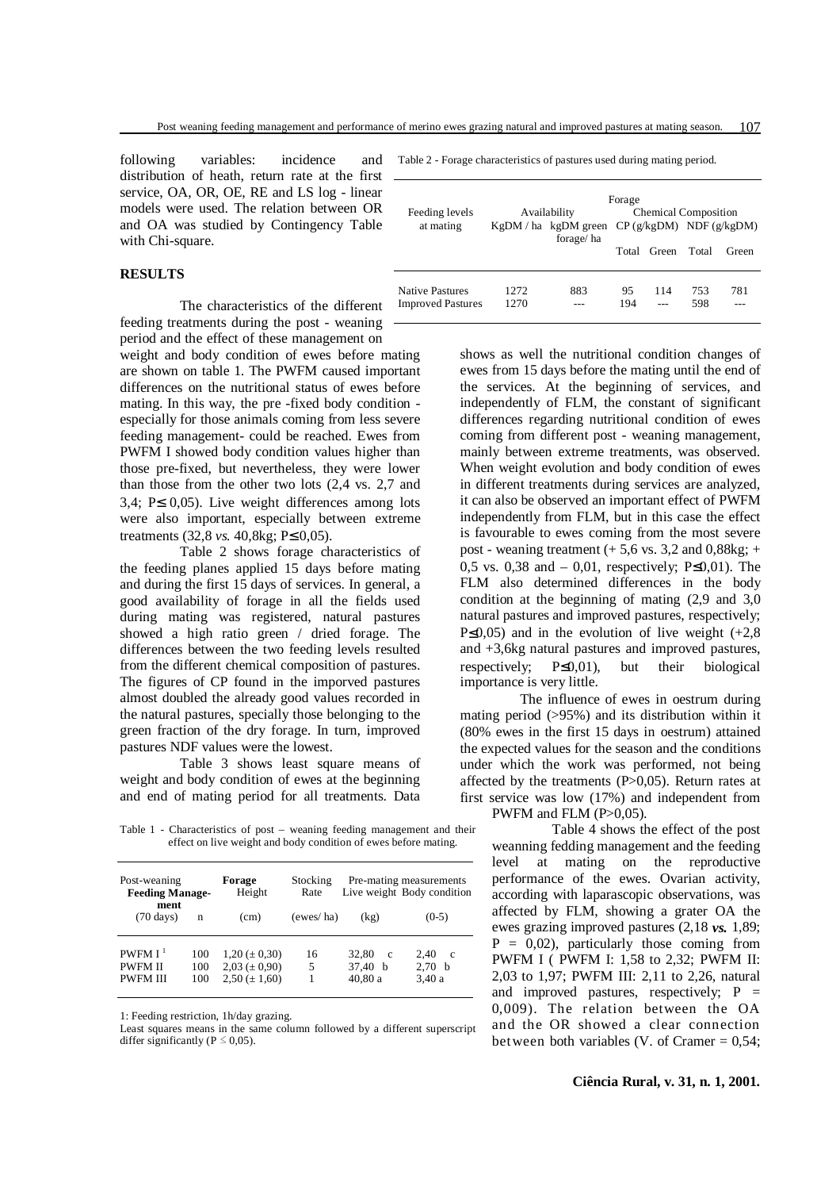following variables: incidence and distribution of heath, return rate at the first service, OA, OR, OE, RE and LS log - linear models were used. The relation between OR and OA was studied by Contingency Table with Chi-square.

## RESULTS

The characteristics of the different feeding treatments during the post - weaning period and the effect of these management on weight and body condition of ewes before mating are shown on table 1. The PWFM caused important differences on the nutritional status of ewes before mating. In this way, the pre -fixed body condition - especially for those animals coming from less severe feeding management- could be reached. Ewes from PWFM I showed body condition values higher than those pre-fixed, but nevertheless, they were lower than those from the other two lots (2,4 vs. 2,7 and 3,4; P≤ 0,05). Live weight differences among lots were also important, especially between extreme treatments (32,8 *vs.* 40,8kg; P≤ 0,05).

Table 2 shows forage characteristics of the feeding planes applied 15 days before mating and during the first 15 days of services. In general, a good availability of forage in all the fields used during mating was registered, natural pastures showed a high ratio green / dried forage. The differences between the two feeding levels resulted from the different chemical composition of pastures. The figures of CP found in the imporved pastures almost doubled the already good values recorded in the natural pastures, specially those belonging to the green fraction of the dry forage. In turn, improved pastures NDF values were the lowest.

Table 3 shows least square means of weight and body condition of ewes at the beginning and end of mating period for all treatments. Data shows as well the nutritional condition changes of ewes from 15 days before the mating until the end of the services. At the beginning of services, and independently of FLM, the constant of significant differences regarding nutritional condition of ewes coming from different post - weaning management, mainly between extreme treatments, was observed. When weight evolution and body condition of ewes in different treatments during services are analyzed, it can also be observed an important effect of PWFM independently from FLM, but in this case the effect is favourable to ewes coming from the most severe post - weaning treatment (+ 5,6 vs. 3,2 and 0,88kg; + 0,5 vs. 0,38 and – 0,01, respectively; P≤0,01). The FLM also determined differences in the body condition at the beginning of mating (2,9 and 3,0 natural pastures and improved pastures, respectively; P≤0,05) and in the evolution of live weight (+2,8 and +3,6kg natural pastures and improved pastures, respectively; P≤0,01), but their biological importance is very little.

The influence of ewes in oestrum during mating period (>95%) and its distribution within it (80% ewes in the first 15 days in oestrum) attained the expected values for the season and the conditions under which the work was performed, not being affected by the treatments (P>0,05). Return rates at first service was low (17%) and independent from PWFM and FLM (P>0,05).

Table 4 shows the effect of the post weanning fedding management and the feeding level at mating on the reproductive performance of the ewes. Ovarian activity, according with laparascopic observations, was affected by FLM, showing a grater OA the ewes grazing improved pastures (2,18 ***vs.*** 1,89; P = 0,02), particularly those coming from PWFM I ( PWFM I: 1,58 to 2,32; PWFM II: 2,03 to 1,97; PWFM III: 2,11 to 2,26, natural and improved pastures, respectively; P = 0,009). The relation between the OA and the OR showed a clear connection between both variables (V. of Cramer = 0,54;

Table 2 - Forage characteristics of pastures used during mating period.

| Feeding levels at mating | Forage Availability | | Forage Chemical Composition | | | |
|---|---|---|---|---|---|---|
| | KgDM / ha | kgDM green forage/ ha | CP (g/kgDM) | | NDF (g/kgDM) | |
| | | | Total | Green | Total | Green |
| Native Pastures | 1272 | 883 | 95 | 114 | 753 | 781 |
| Improved Pastures | 1270 | --- | 194 | --- | 598 | --- |

Table 1 - Characteristics of post – weaning feeding management and their effect on live weight and body condition of ewes before mating.

| Post-weaning **Feeding Manage-ment** (70 days) | n | **Forage** Height (cm) | Stocking Rate (ewes/ ha) | Pre-mating measurements Live weight (kg) | Body condition (0-5) |
|---|---|---|---|---|---|
| PWFM I [1] | 100 | 1,20 (± 0,30) | 16 | 32,80 c | 2,40 c |
| PWFM II | 100 | 2,03 (± 0,90) | 5 | 37,40 b | 2,70 b |
| PWFM III | 100 | 2,50 (± 1,60) | 1 | 40,80 a | 3,40 a |

1: Feeding restriction, 1h/day grazing.
Least squares means in the same column followed by a different superscript differ significantly (P ≤ 0,05).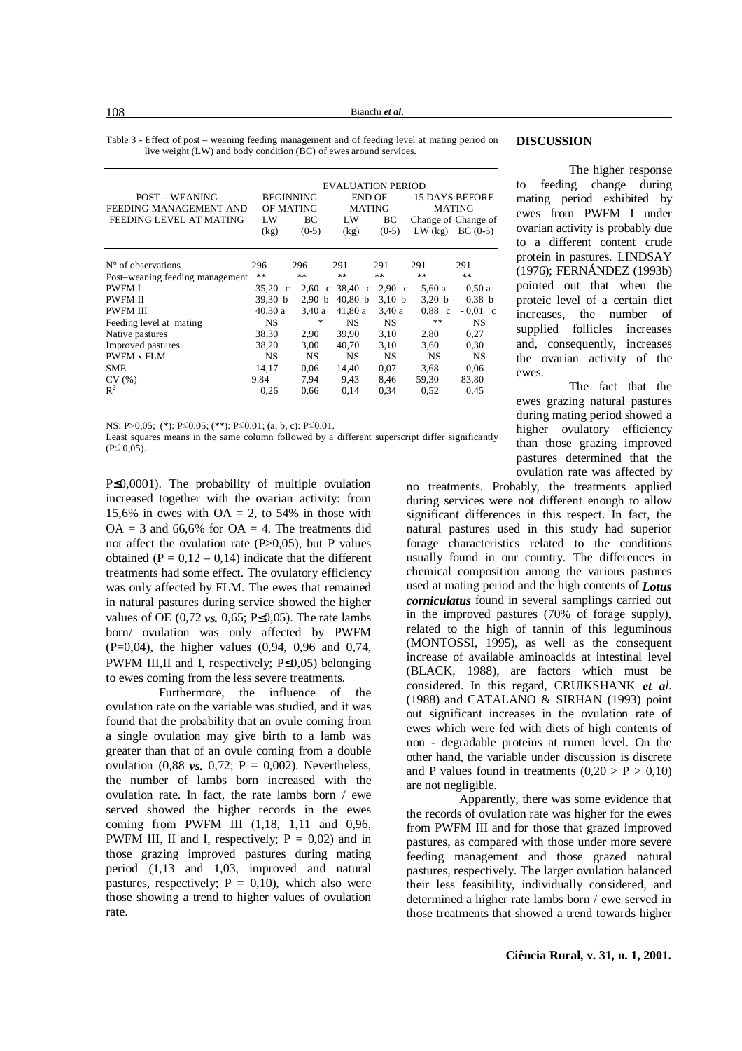Table 3 - Effect of post – weaning feeding management and of feeding level at mating period on live weight (LW) and body condition (BC) of ewes around services.

| POST – WEANING FEEDING MANAGEMENT AND FEEDING LEVEL AT MATING | EVALUATION PERIOD | | | | | |
|---|---|---|---|---|---|---|
| | BEGINNING OF MATING | | END OF MATING | | 15 DAYS BEFORE MATING | |
| | LW (kg) | BC (0-5) | LW (kg) | BC (0-5) | Change of LW (kg) | Change of BC (0-5) |
| N° of observations | 296 | 296 | 291 | 291 | 291 | 291 |
| Post–weaning feeding management | ** | ** | ** | ** | ** | ** |
| PWFM I | 35,20 c | 2,60 c | 38,40 c | 2,90 c | 5,60 a | 0,50 a |
| PWFM II | 39,30 b | 2,90 b | 40,80 b | 3,10 b | 3,20 b | 0,38 b |
| PWFM III | 40,30 a | 3,40 a | 41,80 a | 3,40 a | 0,88 c | - 0,01 c |
| Feeding level at mating | NS | * | NS | NS | ** | NS |
| Native pastures | 38,30 | 2,90 | 39,90 | 3,10 | 2,80 | 0,27 |
| Improved pastures | 38,20 | 3,00 | 40,70 | 3,10 | 3,60 | 0,30 |
| PWFM x FLM | NS | NS | NS | NS | NS | NS |
| SME | 14,17 | 0,06 | 14,40 | 0,07 | 3,68 | 0,06 |
| CV (%) | 9.84 | 7,94 | 9,43 | 8,46 | 59,30 | 83,80 |
| $R^2$ | 0,26 | 0,66 | 0,14 | 0,34 | 0,52 | 0,45 |

NS: P>0,05; (*): P≤0,05; (**): P≤0,01; (a, b, c): P≤0,01.
Least squares means in the same column followed by a different superscript differ significantly (P≤ 0,05).

P≤0,0001). The probability of multiple ovulation increased together with the ovarian activity: from 15,6% in ewes with OA = 2, to 54% in those with OA = 3 and 66,6% for OA = 4. The treatments did not affect the ovulation rate (P>0,05), but P values obtained (P = 0,12 – 0,14) indicate that the different treatments had some effect. The ovulatory efficiency was only affected by FLM. The ewes that remained in natural pastures during service showed the higher values of OE (0,72 ***vs.*** 0,65; P≤0,05). The rate lambs born/ ovulation was only affected by PWFM (P=0,04), the higher values (0,94, 0,96 and 0,74, PWFM III,II and I, respectively; P≤0,05) belonging to ewes coming from the less severe treatments.

Furthermore, the influence of the ovulation rate on the variable was studied, and it was found that the probability that an ovule coming from a single ovulation may give birth to a lamb was greater than that of an ovule coming from a double ovulation (0,88 ***vs.*** 0,72; P = 0,002). Nevertheless, the number of lambs born increased with the ovulation rate. In fact, the rate lambs born / ewe served showed the higher records in the ewes coming from PWFM III (1,18, 1,11 and 0,96, PWFM III, II and I, respectively; P = 0,02) and in those grazing improved pastures during mating period (1,13 and 1,03, improved and natural pastures, respectively; P = 0,10), which also were those showing a trend to higher values of ovulation rate.

## DISCUSSION

The higher response to feeding change during mating period exhibited by ewes from PWFM I under ovarian activity is probably due to a different content crude protein in pastures. LINDSAY (1976); FERNÁNDEZ (1993b) pointed out that when the proteic level of a certain diet increases, the number of supplied follicles increases and, consequently, increases the ovarian activity of the ewes.

The fact that the ewes grazing natural pastures during mating period showed a higher ovulatory efficiency than those grazing improved pastures determined that the ovulation rate was affected by no treatments. Probably, the treatments applied during services were not different enough to allow significant differences in this respect. In fact, the natural pastures used in this study had superior forage characteristics related to the conditions usually found in our country. The differences in chemical composition among the various pastures used at mating period and the high contents of ***Lotus corniculatus*** found in several samplings carried out in the improved pastures (70% of forage supply), related to the high of tannin of this leguminous (MONTOSSI, 1995), as well as the consequent increase of available aminoacids at intestinal level (BLACK, 1988), are factors which must be considered. In this regard, CRUIKSHANK ***et al.*** (1988) and CATALANO & SIRHAN (1993) point out significant increases in the ovulation rate of ewes which were fed with diets of high contents of non - degradable proteins at rumen level. On the other hand, the variable under discussion is discrete and P values found in treatments (0,20 > P > 0,10) are not negligible.

Apparently, there was some evidence that the records of ovulation rate was higher for the ewes from PWFM III and for those that grazed improved pastures, as compared with those under more severe feeding management and those grazed natural pastures, respectively. The larger ovulation balanced their less feasibility, individually considered, and determined a higher rate lambs born / ewe served in those treatments that showed a trend towards higher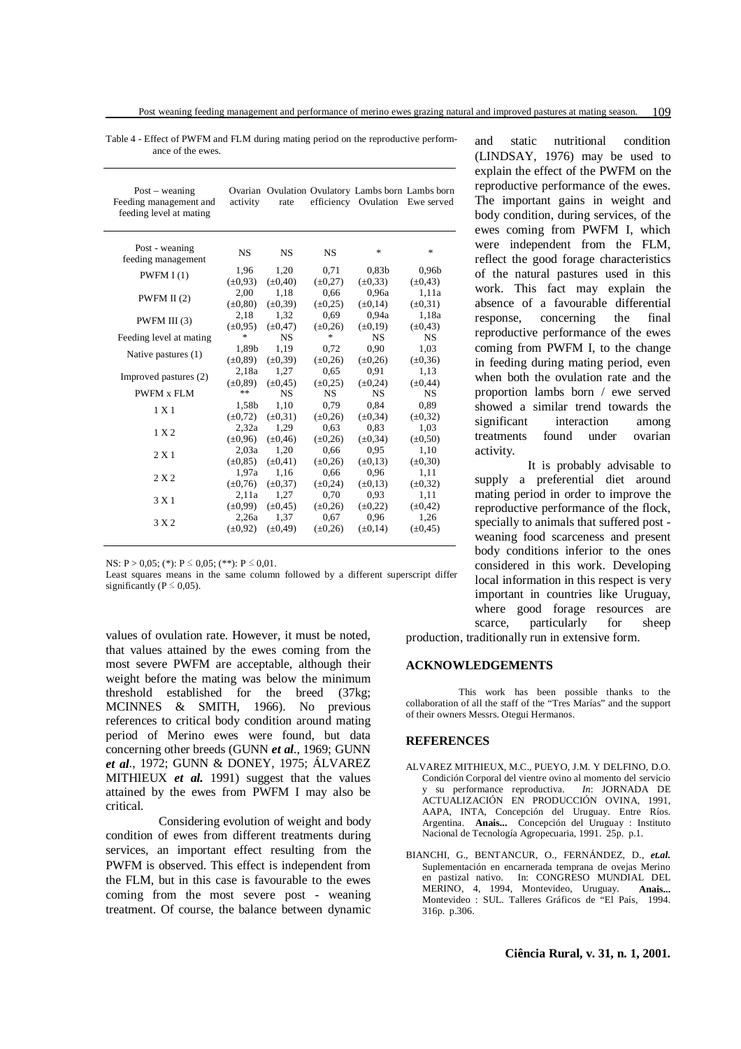Table 4 - Effect of PWFM and FLM during mating period on the reproductive performance of the ewes.

| Post – weaning Feeding management and feeding level at mating | Ovarian activity | Ovulation rate | Ovulatory efficiency | Lambs born Ovulation | Lambs born Ewe served |
|---|---|---|---|---|---|
| Post - weaning feeding management | NS | NS | NS | * | * |
| PWFM I (1) | 1,96 (±0,93) | 1,20 (±0,40) | 0,71 (±0,27) | 0,83b (±0,33) | 0,96b (±0,43) |
| PWFM II (2) | 2,00 (±0,80) | 1,18 (±0,39) | 0,66 (±0,25) | 0,96a (±0,14) | 1,11a (±0,31) |
| PWFM III (3) | 2,18 (±0,95) | 1,32 (±0,47) | 0,69 (±0,26) | 0,94a (±0,19) | 1,18a (±0,43) |
| Feeding level at mating | * | NS | * | NS | NS |
| Native pastures (1) | 1,89b (±0,89) | 1,19 (±0,39) | 0,72 (±0,26) | 0,90 (±0,26) | 1,03 (±0,36) |
| Improved pastures (2) | 2,18a (±0,89) | 1,27 (±0,45) | 0,65 (±0,25) | 0,91 (±0,24) | 1,13 (±0,44) |
| PWFM x FLM | ** | NS | NS | NS | NS |
| 1 X 1 | 1,58b (±0,72) | 1,10 (±0,31) | 0,79 (±0,26) | 0,84 (±0,34) | 0,89 (±0,32) |
| 1 X 2 | 2,32a (±0,96) | 1,29 (±0,46) | 0,63 (±0,26) | 0,83 (±0,34) | 1,03 (±0,50) |
| 2 X 1 | 2,03a (±0,85) | 1,20 (±0,41) | 0,66 (±0,26) | 0,95 (±0,13) | 1,10 (±0,30) |
| 2 X 2 | 1,97a (±0,76) | 1,16 (±0,37) | 0,66 (±0,24) | 0,96 (±0,13) | 1,11 (±0,32) |
| 3 X 1 | 2,11a (±0,99) | 1,27 (±0,45) | 0,70 (±0,26) | 0,93 (±0,22) | 1,11 (±0,42) |
| 3 X 2 | 2,26a (±0,92) | 1,37 (±0,49) | 0,67 (±0,26) | 0,96 (±0,14) | 1,26 (±0,45) |

NS: $P > 0,05$; (*): $P \leq 0,05$; (**): $P \leq 0,01$.

Least squares means in the same column followed by a different superscript differ significantly ($P \leq 0,05$).

values of ovulation rate. However, it must be noted, that values attained by the ewes coming from the most severe PWFM are acceptable, although their weight before the mating was below the minimum threshold established for the breed (37kg; MCINNES & SMITH, 1966). No previous references to critical body condition around mating period of Merino ewes were found, but data concerning other breeds (GUNN ***et al***., 1969; GUNN ***et al***., 1972; GUNN & DONEY, 1975; ÁLVAREZ MITHIEUX ***et al.*** 1991) suggest that the values attained by the ewes from PWFM I may also be critical.

Considering evolution of weight and body condition of ewes from different treatments during services, an important effect resulting from the PWFM is observed. This effect is independent from the FLM, but in this case is favourable to the ewes coming from the most severe post - weaning treatment. Of course, the balance between dynamic and static nutritional condition (LINDSAY, 1976) may be used to explain the effect of the PWFM on the reproductive performance of the ewes. The important gains in weight and body condition, during services, of the ewes coming from PWFM I, which were independent from the FLM, reflect the good forage characteristics of the natural pastures used in this work. This fact may explain the absence of a favourable differential response, concerning the final reproductive performance of the ewes coming from PWFM I, to the change in feeding during mating period, even when both the ovulation rate and the proportion lambs born / ewe served showed a similar trend towards the significant interaction among treatments found under ovarian activity.

It is probably advisable to supply a preferential diet around mating period in order to improve the reproductive performance of the flock, specially to animals that suffered post - weaning food scarceness and present body conditions inferior to the ones considered in this work. Developing local information in this respect is very important in countries like Uruguay, where good forage resources are scarce, particularly for sheep production, traditionally run in extensive form.

## ACKNOWLEDGEMENTS

This work has been possible thanks to the collaboration of all the staff of the "Tres Marías" and the support of their owners Messrs. Otegui Hermanos.

## REFERENCES

ALVAREZ MITHIEUX, M.C., PUEYO, J.M. Y DELFINO, D.O. Condición Corporal del vientre ovino al momento del servicio y su performance reproductiva. *In*: JORNADA DE ACTUALIZACIÓN EN PRODUCCIÓN OVINA, 1991, AAPA, INTA, Concepción del Uruguay. Entre Ríos. Argentina. **Anais...** Concepción del Uruguay : Instituto Nacional de Tecnología Agropecuaria, 1991. 25p. p.1.

BIANCHI, G., BENTANCUR, O., FERNÁNDEZ, D., ***et.al.*** Suplementación en encarnerada temprana de ovejas Merino en pastizal nativo. In: CONGRESO MUNDIAL DEL MERINO, 4, 1994, Montevideo, Uruguay. **Anais...** Montevideo : SUL. Talleres Gráficos de "El País, 1994. 316p. p.306.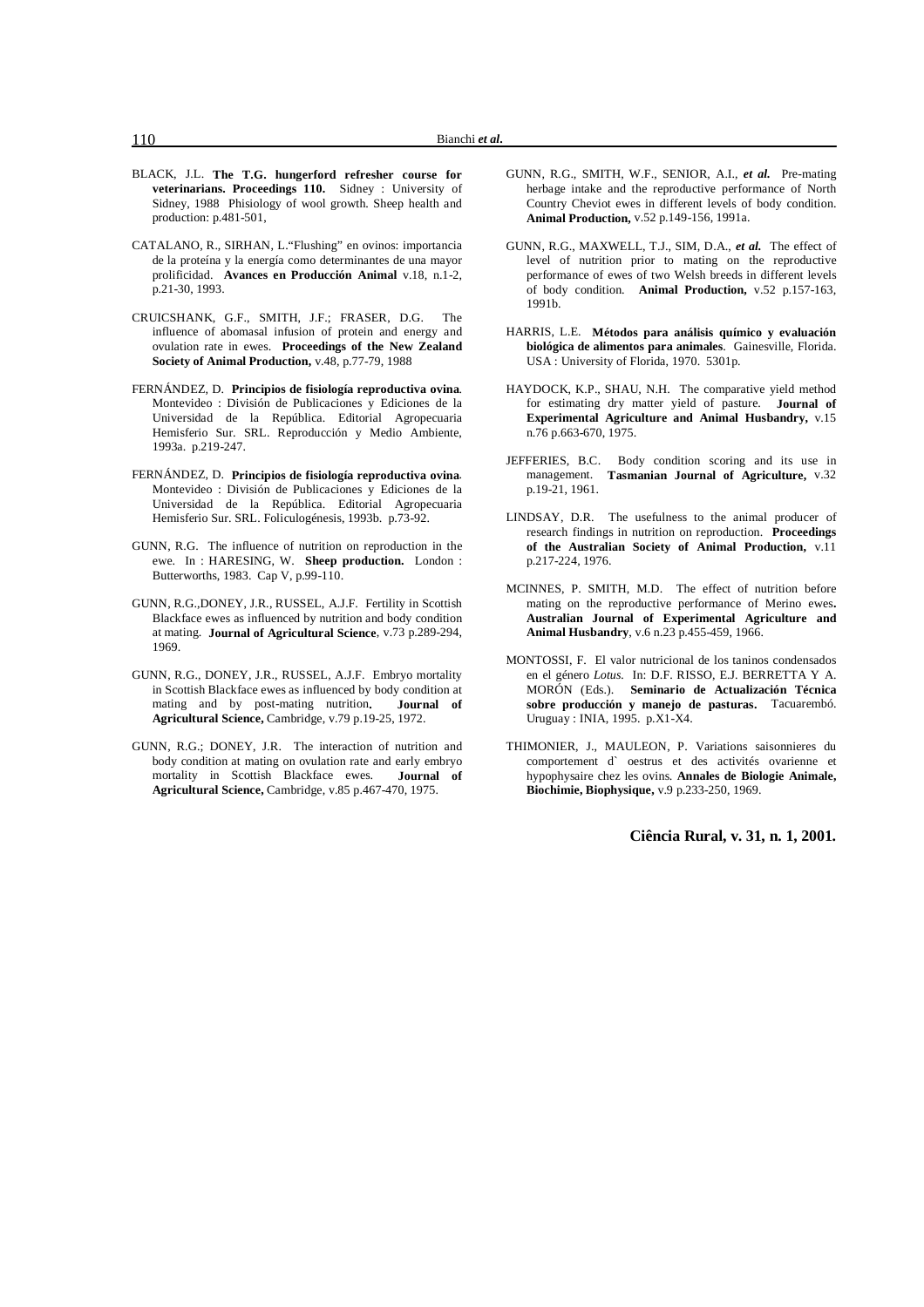BLACK, J.L. **The T.G. hungerford refresher course for veterinarians. Proceedings 110.** Sidney : University of Sidney, 1988 Phisiology of wool growth. Sheep health and production: p.481-501,

CATALANO, R., SIRHAN, L."Flushing" en ovinos: importancia de la proteína y la energía como determinantes de una mayor prolificidad. **Avances en Producción Animal** v.18, n.1-2, p.21-30, 1993.

CRUICSHANK, G.F., SMITH, J.F.; FRASER, D.G. The influence of abomasal infusion of protein and energy and ovulation rate in ewes. **Proceedings of the New Zealand Society of Animal Production,** v.48, p.77-79, 1988

FERNÁNDEZ, D. **Principios de fisiología reproductiva ovina**. Montevideo : División de Publicaciones y Ediciones de la Universidad de la República. Editorial Agropecuaria Hemisferio Sur. SRL. Reproducción y Medio Ambiente, 1993a. p.219-247.

FERNÁNDEZ, D. **Principios de fisiología reproductiva ovina**. Montevideo : División de Publicaciones y Ediciones de la Universidad de la República. Editorial Agropecuaria Hemisferio Sur. SRL. Foliculogénesis, 1993b. p.73-92.

GUNN, R.G. The influence of nutrition on reproduction in the ewe. In : HARESING, W. **Sheep production.** London : Butterworths, 1983. Cap V, p.99-110.

GUNN, R.G.,DONEY, J.R., RUSSEL, A.J.F. Fertility in Scottish Blackface ewes as influenced by nutrition and body condition at mating. **Journal of Agricultural Science**, v.73 p.289-294, 1969.

GUNN, R.G., DONEY, J.R., RUSSEL, A.J.F. Embryo mortality in Scottish Blackface ewes as influenced by body condition at mating and by post-mating nutrition**. Journal of Agricultural Science,** Cambridge, v.79 p.19-25, 1972.

GUNN, R.G.; DONEY, J.R. The interaction of nutrition and body condition at mating on ovulation rate and early embryo mortality in Scottish Blackface ewes. **Journal of Agricultural Science,** Cambridge, v.85 p.467-470, 1975.

GUNN, R.G., SMITH, W.F., SENIOR, A.I., ***et al.*** Pre-mating herbage intake and the reproductive performance of North Country Cheviot ewes in different levels of body condition. **Animal Production,** v.52 p.149-156, 1991a.

GUNN, R.G., MAXWELL, T.J., SIM, D.A., ***et al.*** The effect of level of nutrition prior to mating on the reproductive performance of ewes of two Welsh breeds in different levels of body condition. **Animal Production,** v.52 p.157-163, 1991b.

HARRIS, L.E. **Métodos para análisis químico y evaluación biológica de alimentos para animales**. Gainesville, Florida. USA : University of Florida, 1970. 5301p.

HAYDOCK, K.P., SHAU, N.H. The comparative yield method for estimating dry matter yield of pasture. **Journal of Experimental Agriculture and Animal Husbandry,** v.15 n.76 p.663-670, 1975.

JEFFERIES, B.C. Body condition scoring and its use in management. **Tasmanian Journal of Agriculture,** v.32 p.19-21, 1961.

LINDSAY, D.R. The usefulness to the animal producer of research findings in nutrition on reproduction. **Proceedings of the Australian Society of Animal Production,** v.11 p.217-224, 1976.

MCINNES, P. SMITH, M.D. The effect of nutrition before mating on the reproductive performance of Merino ewes**. Australian Journal of Experimental Agriculture and Animal Husbandry**, v.6 n.23 p.455-459, 1966.

MONTOSSI, F. El valor nutricional de los taninos condensados en el género *Lotus*. In: D.F. RISSO, E.J. BERRETTA Y A. MORÓN (Eds.). **Seminario de Actualización Técnica sobre producción y manejo de pasturas.** Tacuarembó. Uruguay : INIA, 1995. p.X1-X4.

THIMONIER, J., MAULEON, P. Variations saisonnieres du comportement d` oestrus et des activités ovarienne et hypophysaire chez les ovins. **Annales de Biologie Animale, Biochimie, Biophysique,** v.9 p.233-250, 1969.